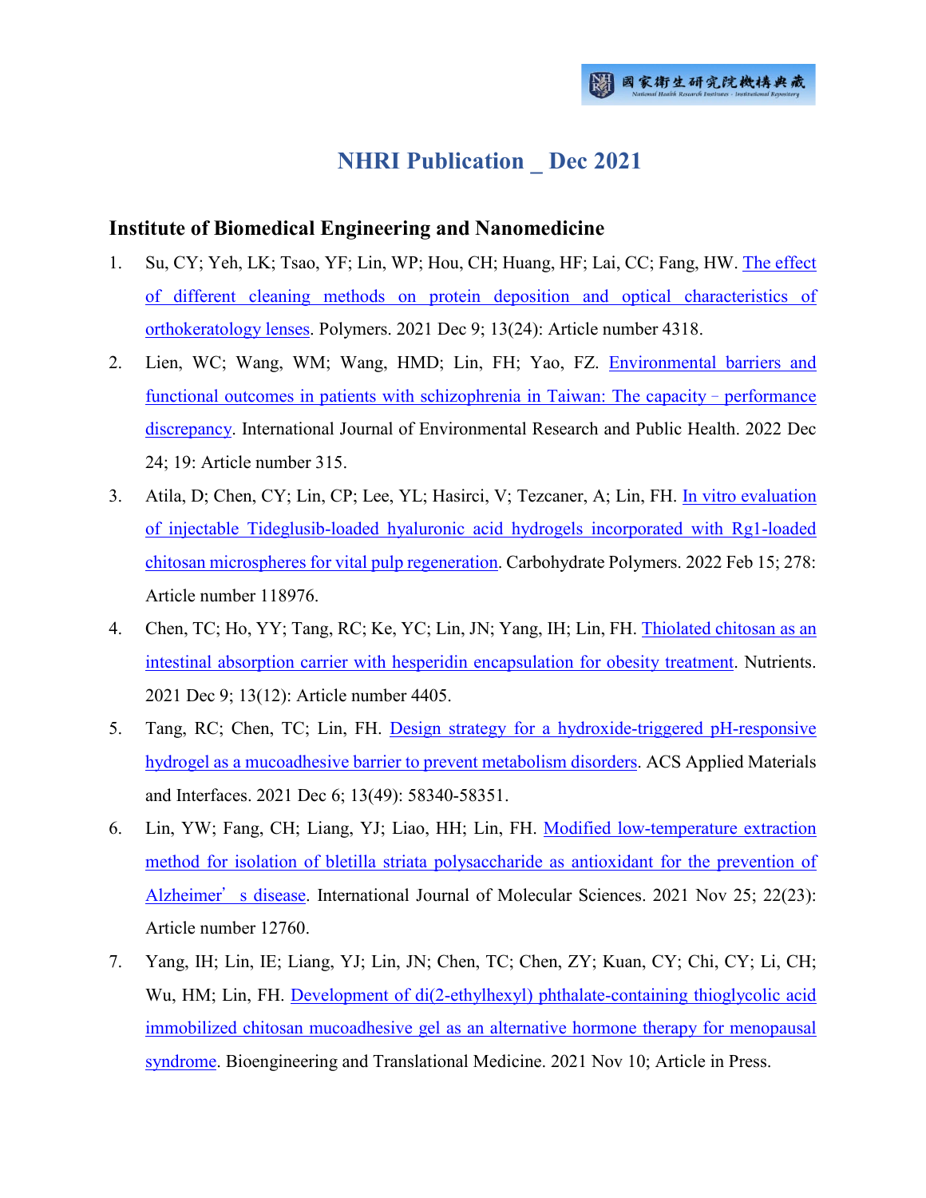# NHRI Publication _ Dec 2021

## Institute of Biomedical Engineering and Nanomedicine

1. Su, CY; Yeh, LK; Tsao, YF; Lin, WP; Hou, CH; Huang, HF; Lai, CC; Fang, HW. The effect of different cleaning methods on protein deposition and optical characteristics of orthokeratology lenses. Polymers. 2021 Dec 9; 13(24): Article number 4318.
2. Lien, WC; Wang, WM; Wang, HMD; Lin, FH; Yao, FZ. Environmental barriers and functional outcomes in patients with schizophrenia in Taiwan: The capacity–performance discrepancy. International Journal of Environmental Research and Public Health. 2022 Dec 24; 19: Article number 315.
3. Atila, D; Chen, CY; Lin, CP; Lee, YL; Hasirci, V; Tezcaner, A; Lin, FH. In vitro evaluation of injectable Tideglusib-loaded hyaluronic acid hydrogels incorporated with Rg1-loaded chitosan microspheres for vital pulp regeneration. Carbohydrate Polymers. 2022 Feb 15; 278: Article number 118976.
4. Chen, TC; Ho, YY; Tang, RC; Ke, YC; Lin, JN; Yang, IH; Lin, FH. Thiolated chitosan as an intestinal absorption carrier with hesperidin encapsulation for obesity treatment. Nutrients. 2021 Dec 9; 13(12): Article number 4405.
5. Tang, RC; Chen, TC; Lin, FH. Design strategy for a hydroxide-triggered pH-responsive hydrogel as a mucoadhesive barrier to prevent metabolism disorders. ACS Applied Materials and Interfaces. 2021 Dec 6; 13(49): 58340-58351.
6. Lin, YW; Fang, CH; Liang, YJ; Liao, HH; Lin, FH. Modified low-temperature extraction method for isolation of bletilla striata polysaccharide as antioxidant for the prevention of Alzheimer's disease. International Journal of Molecular Sciences. 2021 Nov 25; 22(23): Article number 12760.
7. Yang, IH; Lin, IE; Liang, YJ; Lin, JN; Chen, TC; Chen, ZY; Kuan, CY; Chi, CY; Li, CH; Wu, HM; Lin, FH. Development of di(2-ethylhexyl) phthalate-containing thioglycolic acid immobilized chitosan mucoadhesive gel as an alternative hormone therapy for menopausal syndrome. Bioengineering and Translational Medicine. 2021 Nov 10; Article in Press.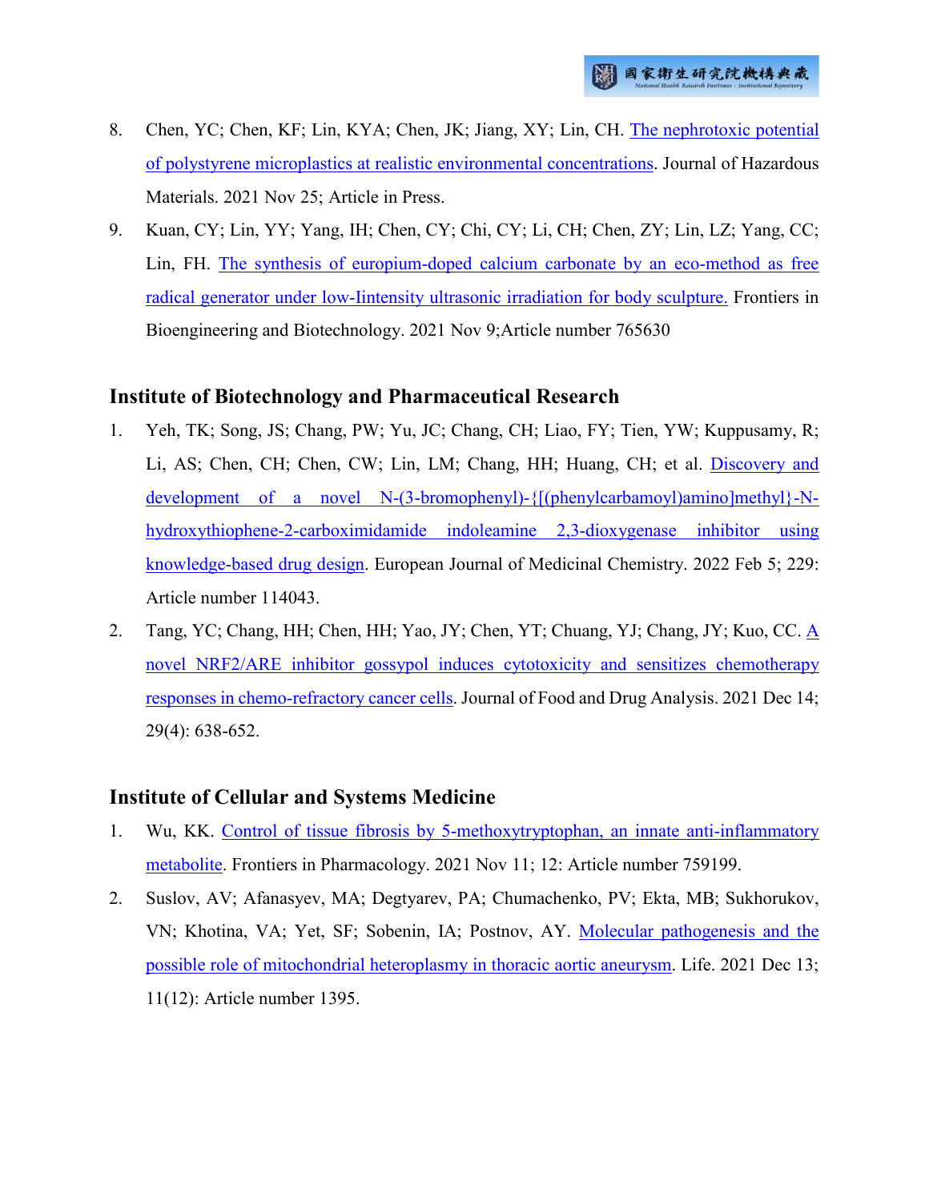8. Chen, YC; Chen, KF; Lin, KYA; Chen, JK; Jiang, XY; Lin, CH. The nephrotoxic potential of polystyrene microplastics at realistic environmental concentrations. Journal of Hazardous Materials. 2021 Nov 25; Article in Press.
9. Kuan, CY; Lin, YY; Yang, IH; Chen, CY; Chi, CY; Li, CH; Chen, ZY; Lin, LZ; Yang, CC; Lin, FH. The synthesis of europium-doped calcium carbonate by an eco-method as free radical generator under low-Iintensity ultrasonic irradiation for body sculpture. Frontiers in Bioengineering and Biotechnology. 2021 Nov 9;Article number 765630

## Institute of Biotechnology and Pharmaceutical Research

1. Yeh, TK; Song, JS; Chang, PW; Yu, JC; Chang, CH; Liao, FY; Tien, YW; Kuppusamy, R; Li, AS; Chen, CH; Chen, CW; Lin, LM; Chang, HH; Huang, CH; et al. Discovery and development of a novel N-(3-bromophenyl)-{[(phenylcarbamoyl)amino]methyl}-N-hydroxythiophene-2-carboximidamide indoleamine 2,3-dioxygenase inhibitor using knowledge-based drug design. European Journal of Medicinal Chemistry. 2022 Feb 5; 229: Article number 114043.
2. Tang, YC; Chang, HH; Chen, HH; Yao, JY; Chen, YT; Chuang, YJ; Chang, JY; Kuo, CC. A novel NRF2/ARE inhibitor gossypol induces cytotoxicity and sensitizes chemotherapy responses in chemo-refractory cancer cells. Journal of Food and Drug Analysis. 2021 Dec 14; 29(4): 638-652.

## Institute of Cellular and Systems Medicine

1. Wu, KK. Control of tissue fibrosis by 5-methoxytryptophan, an innate anti-inflammatory metabolite. Frontiers in Pharmacology. 2021 Nov 11; 12: Article number 759199.
2. Suslov, AV; Afanasyev, MA; Degtyarev, PA; Chumachenko, PV; Ekta, MB; Sukhorukov, VN; Khotina, VA; Yet, SF; Sobenin, IA; Postnov, AY. Molecular pathogenesis and the possible role of mitochondrial heteroplasmy in thoracic aortic aneurysm. Life. 2021 Dec 13; 11(12): Article number 1395.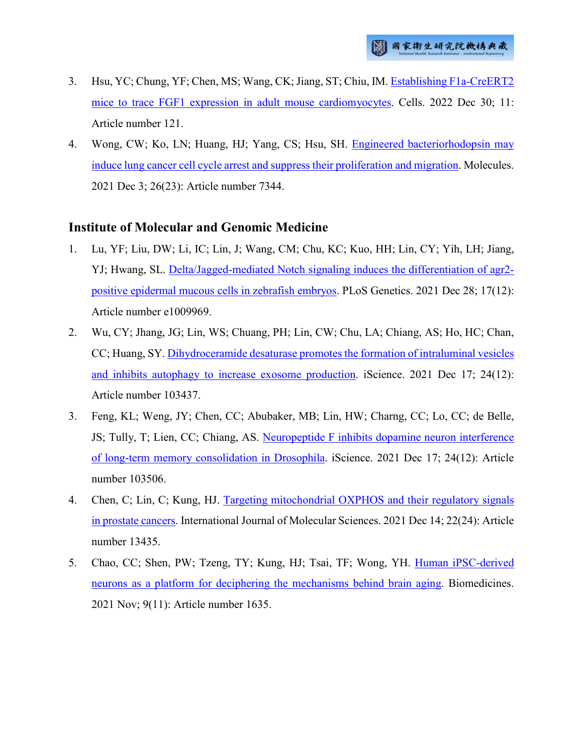3. Hsu, YC; Chung, YF; Chen, MS; Wang, CK; Jiang, ST; Chiu, IM. Establishing F1a-CreERT2 mice to trace FGF1 expression in adult mouse cardiomyocytes. Cells. 2022 Dec 30; 11: Article number 121.
4. Wong, CW; Ko, LN; Huang, HJ; Yang, CS; Hsu, SH. Engineered bacteriorhodopsin may induce lung cancer cell cycle arrest and suppress their proliferation and migration. Molecules. 2021 Dec 3; 26(23): Article number 7344.

## Institute of Molecular and Genomic Medicine

1. Lu, YF; Liu, DW; Li, IC; Lin, J; Wang, CM; Chu, KC; Kuo, HH; Lin, CY; Yih, LH; Jiang, YJ; Hwang, SL. Delta/Jagged-mediated Notch signaling induces the differentiation of agr2-positive epidermal mucous cells in zebrafish embryos. PLoS Genetics. 2021 Dec 28; 17(12): Article number e1009969.
2. Wu, CY; Jhang, JG; Lin, WS; Chuang, PH; Lin, CW; Chu, LA; Chiang, AS; Ho, HC; Chan, CC; Huang, SY. Dihydroceramide desaturase promotes the formation of intraluminal vesicles and inhibits autophagy to increase exosome production. iScience. 2021 Dec 17; 24(12): Article number 103437.
3. Feng, KL; Weng, JY; Chen, CC; Abubaker, MB; Lin, HW; Charng, CC; Lo, CC; de Belle, JS; Tully, T; Lien, CC; Chiang, AS. Neuropeptide F inhibits dopamine neuron interference of long-term memory consolidation in Drosophila. iScience. 2021 Dec 17; 24(12): Article number 103506.
4. Chen, C; Lin, C; Kung, HJ. Targeting mitochondrial OXPHOS and their regulatory signals in prostate cancers. International Journal of Molecular Sciences. 2021 Dec 14; 22(24): Article number 13435.
5. Chao, CC; Shen, PW; Tzeng, TY; Kung, HJ; Tsai, TF; Wong, YH. Human iPSC-derived neurons as a platform for deciphering the mechanisms behind brain aging. Biomedicines. 2021 Nov; 9(11): Article number 1635.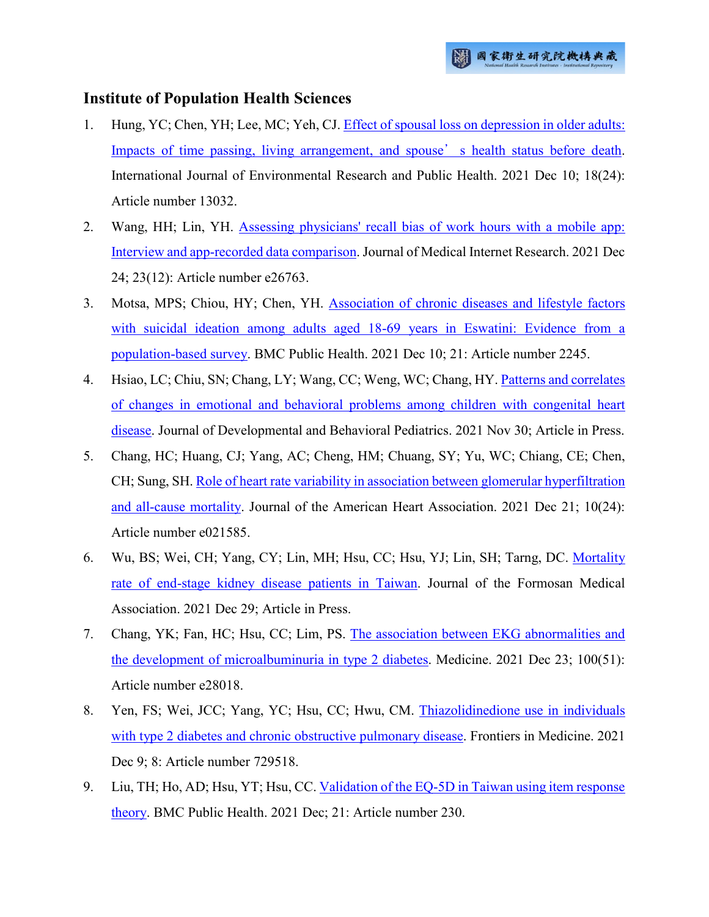## Institute of Population Health Sciences

1. Hung, YC; Chen, YH; Lee, MC; Yeh, CJ. Effect of spousal loss on depression in older adults: Impacts of time passing, living arrangement, and spouse' s health status before death. International Journal of Environmental Research and Public Health. 2021 Dec 10; 18(24): Article number 13032.
2. Wang, HH; Lin, YH. Assessing physicians' recall bias of work hours with a mobile app: Interview and app-recorded data comparison. Journal of Medical Internet Research. 2021 Dec 24; 23(12): Article number e26763.
3. Motsa, MPS; Chiou, HY; Chen, YH. Association of chronic diseases and lifestyle factors with suicidal ideation among adults aged 18-69 years in Eswatini: Evidence from a population-based survey. BMC Public Health. 2021 Dec 10; 21: Article number 2245.
4. Hsiao, LC; Chiu, SN; Chang, LY; Wang, CC; Weng, WC; Chang, HY. Patterns and correlates of changes in emotional and behavioral problems among children with congenital heart disease. Journal of Developmental and Behavioral Pediatrics. 2021 Nov 30; Article in Press.
5. Chang, HC; Huang, CJ; Yang, AC; Cheng, HM; Chuang, SY; Yu, WC; Chiang, CE; Chen, CH; Sung, SH. Role of heart rate variability in association between glomerular hyperfiltration and all-cause mortality. Journal of the American Heart Association. 2021 Dec 21; 10(24): Article number e021585.
6. Wu, BS; Wei, CH; Yang, CY; Lin, MH; Hsu, CC; Hsu, YJ; Lin, SH; Tarng, DC. Mortality rate of end-stage kidney disease patients in Taiwan. Journal of the Formosan Medical Association. 2021 Dec 29; Article in Press.
7. Chang, YK; Fan, HC; Hsu, CC; Lim, PS. The association between EKG abnormalities and the development of microalbuminuria in type 2 diabetes. Medicine. 2021 Dec 23; 100(51): Article number e28018.
8. Yen, FS; Wei, JCC; Yang, YC; Hsu, CC; Hwu, CM. Thiazolidinedione use in individuals with type 2 diabetes and chronic obstructive pulmonary disease. Frontiers in Medicine. 2021 Dec 9; 8: Article number 729518.
9. Liu, TH; Ho, AD; Hsu, YT; Hsu, CC. Validation of the EQ-5D in Taiwan using item response theory. BMC Public Health. 2021 Dec; 21: Article number 230.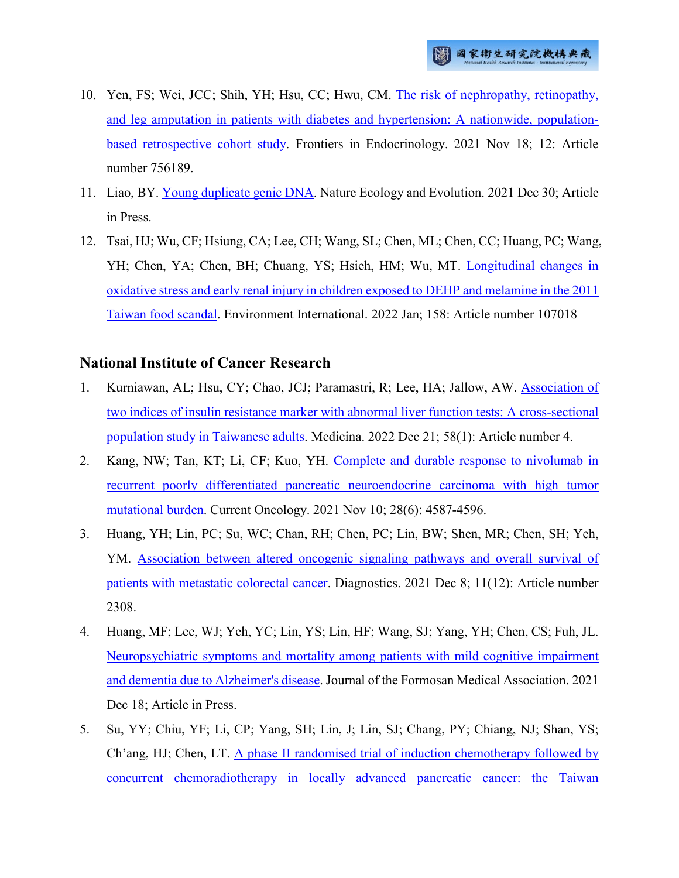10. Yen, FS; Wei, JCC; Shih, YH; Hsu, CC; Hwu, CM. The risk of nephropathy, retinopathy, and leg amputation in patients with diabetes and hypertension: A nationwide, population-based retrospective cohort study. Frontiers in Endocrinology. 2021 Nov 18; 12: Article number 756189.
11. Liao, BY. Young duplicate genic DNA. Nature Ecology and Evolution. 2021 Dec 30; Article in Press.
12. Tsai, HJ; Wu, CF; Hsiung, CA; Lee, CH; Wang, SL; Chen, ML; Chen, CC; Huang, PC; Wang, YH; Chen, YA; Chen, BH; Chuang, YS; Hsieh, HM; Wu, MT. Longitudinal changes in oxidative stress and early renal injury in children exposed to DEHP and melamine in the 2011 Taiwan food scandal. Environment International. 2022 Jan; 158: Article number 107018

## National Institute of Cancer Research

1. Kurniawan, AL; Hsu, CY; Chao, JCJ; Paramastri, R; Lee, HA; Jallow, AW. Association of two indices of insulin resistance marker with abnormal liver function tests: A cross-sectional population study in Taiwanese adults. Medicina. 2022 Dec 21; 58(1): Article number 4.
2. Kang, NW; Tan, KT; Li, CF; Kuo, YH. Complete and durable response to nivolumab in recurrent poorly differentiated pancreatic neuroendocrine carcinoma with high tumor mutational burden. Current Oncology. 2021 Nov 10; 28(6): 4587-4596.
3. Huang, YH; Lin, PC; Su, WC; Chan, RH; Chen, PC; Lin, BW; Shen, MR; Chen, SH; Yeh, YM. Association between altered oncogenic signaling pathways and overall survival of patients with metastatic colorectal cancer. Diagnostics. 2021 Dec 8; 11(12): Article number 2308.
4. Huang, MF; Lee, WJ; Yeh, YC; Lin, YS; Lin, HF; Wang, SJ; Yang, YH; Chen, CS; Fuh, JL. Neuropsychiatric symptoms and mortality among patients with mild cognitive impairment and dementia due to Alzheimer's disease. Journal of the Formosan Medical Association. 2021 Dec 18; Article in Press.
5. Su, YY; Chiu, YF; Li, CP; Yang, SH; Lin, J; Lin, SJ; Chang, PY; Chiang, NJ; Shan, YS; Ch'ang, HJ; Chen, LT. A phase II randomised trial of induction chemotherapy followed by concurrent chemoradiotherapy in locally advanced pancreatic cancer: the Taiwan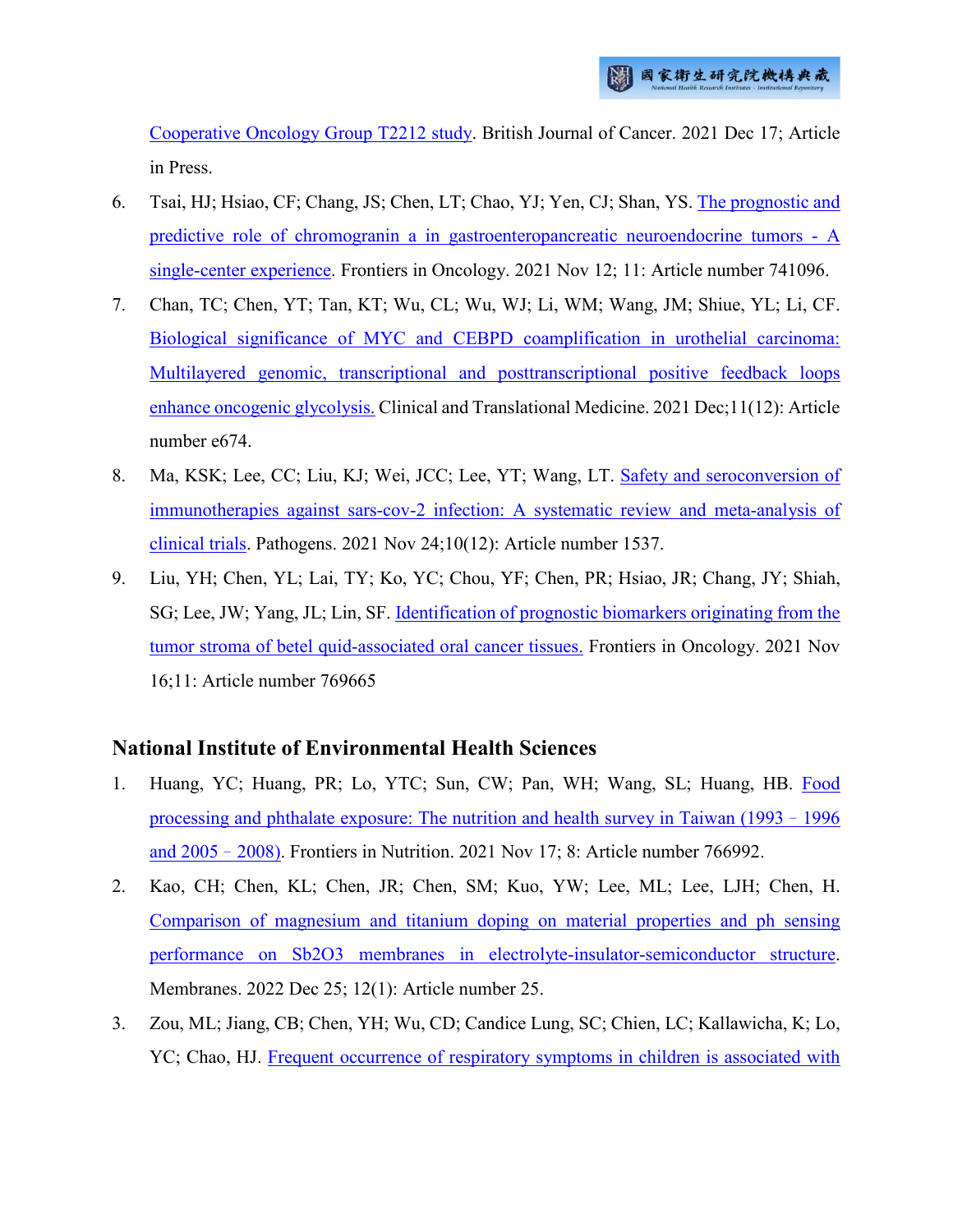Cooperative Oncology Group T2212 study. British Journal of Cancer. 2021 Dec 17; Article in Press.

6. Tsai, HJ; Hsiao, CF; Chang, JS; Chen, LT; Chao, YJ; Yen, CJ; Shan, YS. The prognostic and predictive role of chromogranin a in gastroenteropancreatic neuroendocrine tumors - A single-center experience. Frontiers in Oncology. 2021 Nov 12; 11: Article number 741096.
7. Chan, TC; Chen, YT; Tan, KT; Wu, CL; Wu, WJ; Li, WM; Wang, JM; Shiue, YL; Li, CF. Biological significance of MYC and CEBPD coamplification in urothelial carcinoma: Multilayered genomic, transcriptional and posttranscriptional positive feedback loops enhance oncogenic glycolysis. Clinical and Translational Medicine. 2021 Dec;11(12): Article number e674.
8. Ma, KSK; Lee, CC; Liu, KJ; Wei, JCC; Lee, YT; Wang, LT. Safety and seroconversion of immunotherapies against sars-cov-2 infection: A systematic review and meta-analysis of clinical trials. Pathogens. 2021 Nov 24;10(12): Article number 1537.
9. Liu, YH; Chen, YL; Lai, TY; Ko, YC; Chou, YF; Chen, PR; Hsiao, JR; Chang, JY; Shiah, SG; Lee, JW; Yang, JL; Lin, SF. Identification of prognostic biomarkers originating from the tumor stroma of betel quid-associated oral cancer tissues. Frontiers in Oncology. 2021 Nov 16;11: Article number 769665

## National Institute of Environmental Health Sciences

1. Huang, YC; Huang, PR; Lo, YTC; Sun, CW; Pan, WH; Wang, SL; Huang, HB. Food processing and phthalate exposure: The nutrition and health survey in Taiwan (1993–1996 and 2005–2008). Frontiers in Nutrition. 2021 Nov 17; 8: Article number 766992.
2. Kao, CH; Chen, KL; Chen, JR; Chen, SM; Kuo, YW; Lee, ML; Lee, LJH; Chen, H. Comparison of magnesium and titanium doping on material properties and ph sensing performance on $Sb_2O_3$ membranes in electrolyte-insulator-semiconductor structure. Membranes. 2022 Dec 25; 12(1): Article number 25.
3. Zou, ML; Jiang, CB; Chen, YH; Wu, CD; Candice Lung, SC; Chien, LC; Kallawicha, K; Lo, YC; Chao, HJ. Frequent occurrence of respiratory symptoms in children is associated with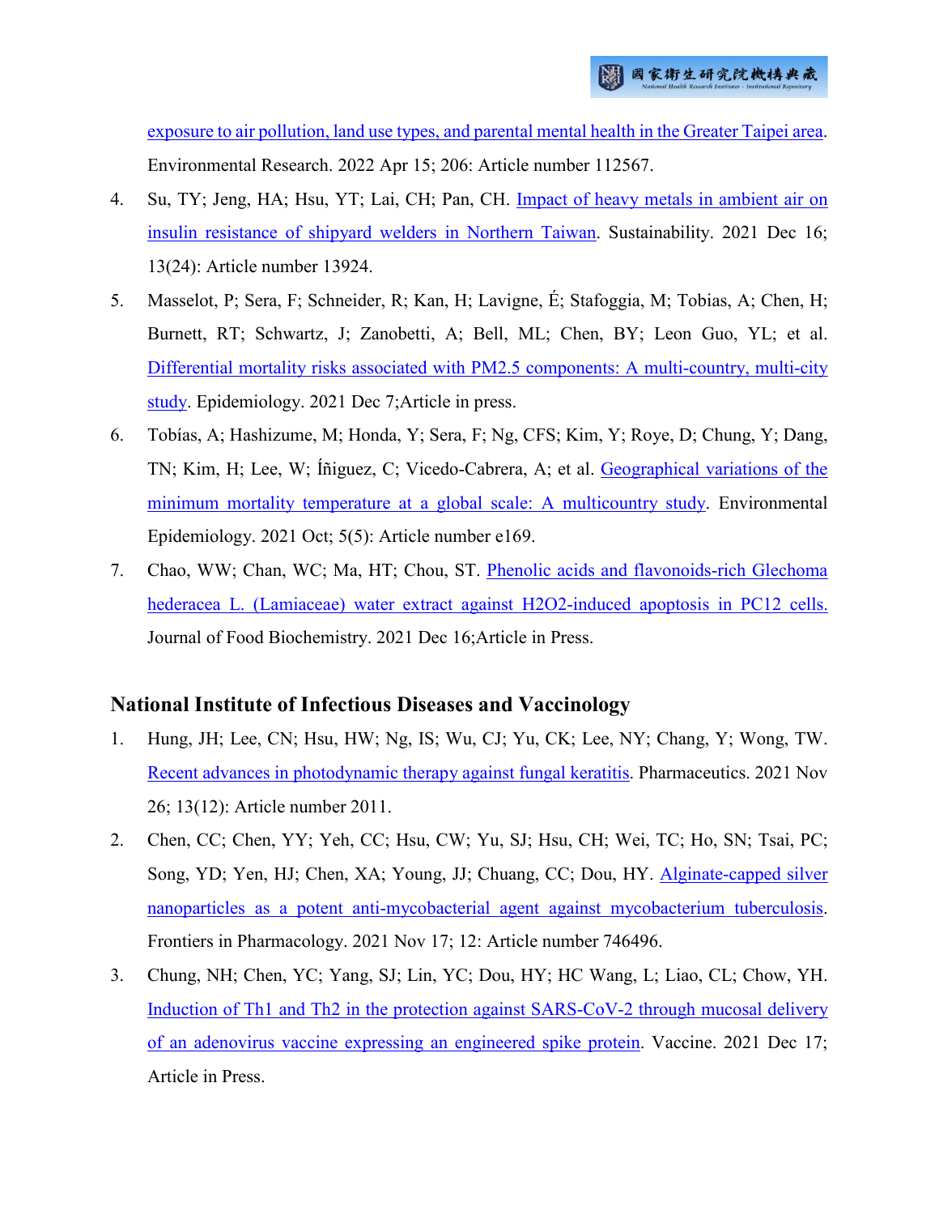exposure to air pollution, land use types, and parental mental health in the Greater Taipei area. Environmental Research. 2022 Apr 15; 206: Article number 112567.

4. Su, TY; Jeng, HA; Hsu, YT; Lai, CH; Pan, CH. Impact of heavy metals in ambient air on insulin resistance of shipyard welders in Northern Taiwan. Sustainability. 2021 Dec 16; 13(24): Article number 13924.
5. Masselot, P; Sera, F; Schneider, R; Kan, H; Lavigne, É; Stafoggia, M; Tobias, A; Chen, H; Burnett, RT; Schwartz, J; Zanobetti, A; Bell, ML; Chen, BY; Leon Guo, YL; et al. Differential mortality risks associated with PM2.5 components: A multi-country, multi-city study. Epidemiology. 2021 Dec 7;Article in press.
6. Tobías, A; Hashizume, M; Honda, Y; Sera, F; Ng, CFS; Kim, Y; Roye, D; Chung, Y; Dang, TN; Kim, H; Lee, W; Íñiguez, C; Vicedo-Cabrera, A; et al. Geographical variations of the minimum mortality temperature at a global scale: A multicountry study. Environmental Epidemiology. 2021 Oct; 5(5): Article number e169.
7. Chao, WW; Chan, WC; Ma, HT; Chou, ST. Phenolic acids and flavonoids-rich Glechoma hederacea L. (Lamiaceae) water extract against H2O2-induced apoptosis in PC12 cells. Journal of Food Biochemistry. 2021 Dec 16;Article in Press.

## National Institute of Infectious Diseases and Vaccinology

1. Hung, JH; Lee, CN; Hsu, HW; Ng, IS; Wu, CJ; Yu, CK; Lee, NY; Chang, Y; Wong, TW. Recent advances in photodynamic therapy against fungal keratitis. Pharmaceutics. 2021 Nov 26; 13(12): Article number 2011.
2. Chen, CC; Chen, YY; Yeh, CC; Hsu, CW; Yu, SJ; Hsu, CH; Wei, TC; Ho, SN; Tsai, PC; Song, YD; Yen, HJ; Chen, XA; Young, JJ; Chuang, CC; Dou, HY. Alginate-capped silver nanoparticles as a potent anti-mycobacterial agent against mycobacterium tuberculosis. Frontiers in Pharmacology. 2021 Nov 17; 12: Article number 746496.
3. Chung, NH; Chen, YC; Yang, SJ; Lin, YC; Dou, HY; HC Wang, L; Liao, CL; Chow, YH. Induction of Th1 and Th2 in the protection against SARS-CoV-2 through mucosal delivery of an adenovirus vaccine expressing an engineered spike protein. Vaccine. 2021 Dec 17; Article in Press.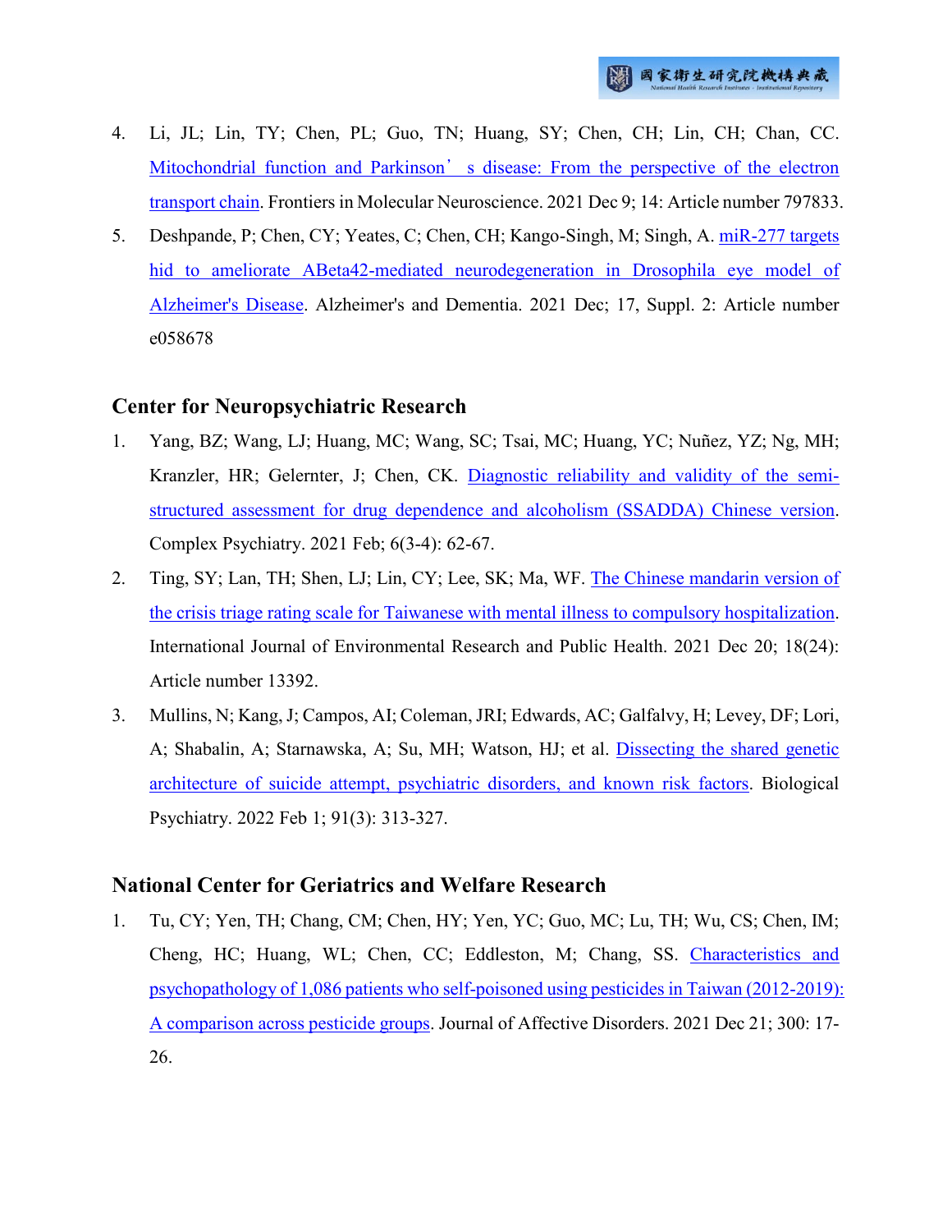4. Li, JL; Lin, TY; Chen, PL; Guo, TN; Huang, SY; Chen, CH; Lin, CH; Chan, CC. Mitochondrial function and Parkinson's disease: From the perspective of the electron transport chain. Frontiers in Molecular Neuroscience. 2021 Dec 9; 14: Article number 797833.
5. Deshpande, P; Chen, CY; Yeates, C; Chen, CH; Kango-Singh, M; Singh, A. miR-277 targets hid to ameliorate ABeta42-mediated neurodegeneration in Drosophila eye model of Alzheimer's Disease. Alzheimer's and Dementia. 2021 Dec; 17, Suppl. 2: Article number e058678

## Center for Neuropsychiatric Research

1. Yang, BZ; Wang, LJ; Huang, MC; Wang, SC; Tsai, MC; Huang, YC; Nuñez, YZ; Ng, MH; Kranzler, HR; Gelernter, J; Chen, CK. Diagnostic reliability and validity of the semi-structured assessment for drug dependence and alcoholism (SSADDA) Chinese version. Complex Psychiatry. 2021 Feb; 6(3-4): 62-67.
2. Ting, SY; Lan, TH; Shen, LJ; Lin, CY; Lee, SK; Ma, WF. The Chinese mandarin version of the crisis triage rating scale for Taiwanese with mental illness to compulsory hospitalization. International Journal of Environmental Research and Public Health. 2021 Dec 20; 18(24): Article number 13392.
3. Mullins, N; Kang, J; Campos, AI; Coleman, JRI; Edwards, AC; Galfalvy, H; Levey, DF; Lori, A; Shabalin, A; Starnawska, A; Su, MH; Watson, HJ; et al. Dissecting the shared genetic architecture of suicide attempt, psychiatric disorders, and known risk factors. Biological Psychiatry. 2022 Feb 1; 91(3): 313-327.

## National Center for Geriatrics and Welfare Research

1. Tu, CY; Yen, TH; Chang, CM; Chen, HY; Yen, YC; Guo, MC; Lu, TH; Wu, CS; Chen, IM; Cheng, HC; Huang, WL; Chen, CC; Eddleston, M; Chang, SS. Characteristics and psychopathology of 1,086 patients who self-poisoned using pesticides in Taiwan (2012-2019): A comparison across pesticide groups. Journal of Affective Disorders. 2021 Dec 21; 300: 17-26.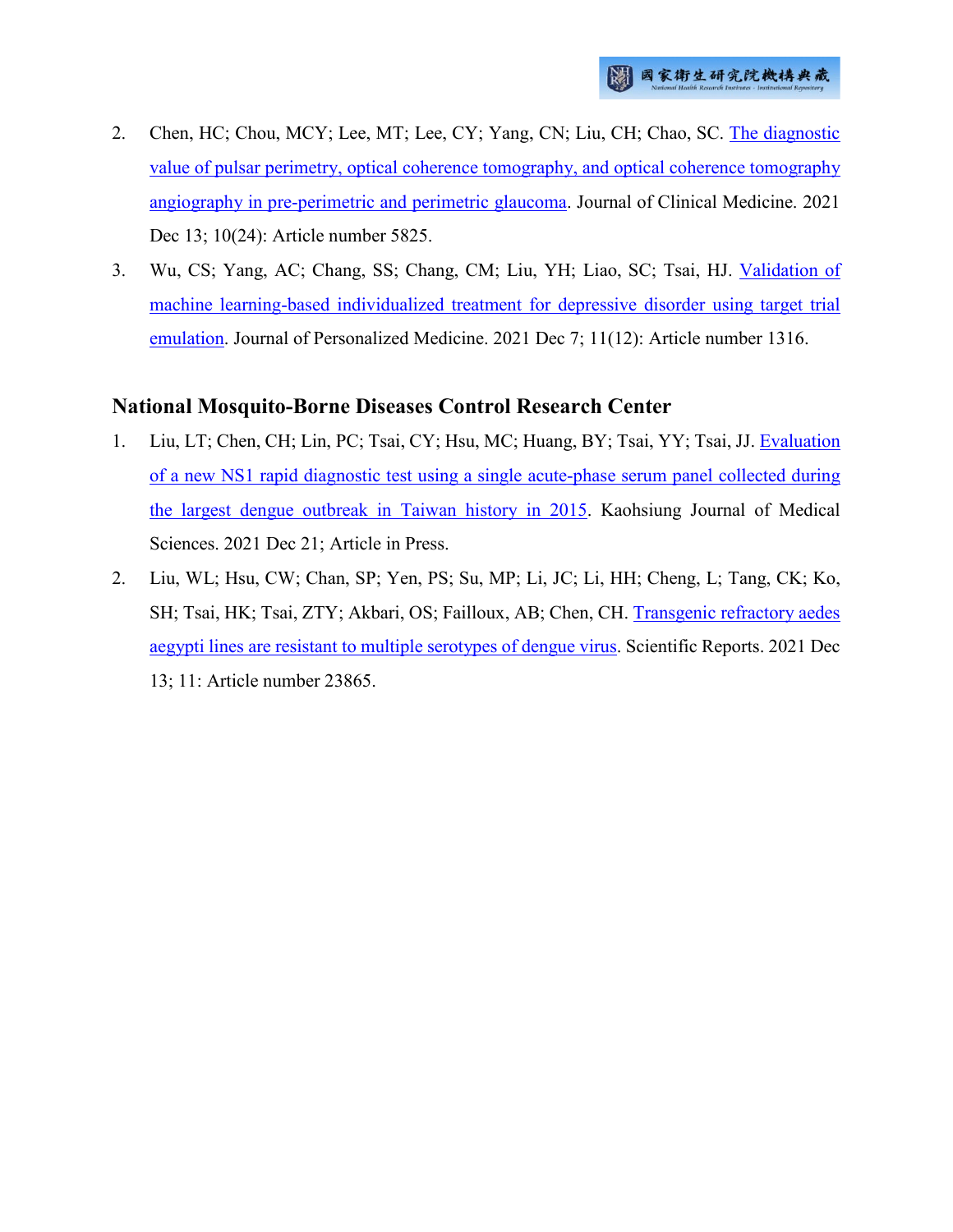2. Chen, HC; Chou, MCY; Lee, MT; Lee, CY; Yang, CN; Liu, CH; Chao, SC. The diagnostic value of pulsar perimetry, optical coherence tomography, and optical coherence tomography angiography in pre-perimetric and perimetric glaucoma. Journal of Clinical Medicine. 2021 Dec 13; 10(24): Article number 5825.
3. Wu, CS; Yang, AC; Chang, SS; Chang, CM; Liu, YH; Liao, SC; Tsai, HJ. Validation of machine learning-based individualized treatment for depressive disorder using target trial emulation. Journal of Personalized Medicine. 2021 Dec 7; 11(12): Article number 1316.

## National Mosquito-Borne Diseases Control Research Center

1. Liu, LT; Chen, CH; Lin, PC; Tsai, CY; Hsu, MC; Huang, BY; Tsai, YY; Tsai, JJ. Evaluation of a new NS1 rapid diagnostic test using a single acute-phase serum panel collected during the largest dengue outbreak in Taiwan history in 2015. Kaohsiung Journal of Medical Sciences. 2021 Dec 21; Article in Press.
2. Liu, WL; Hsu, CW; Chan, SP; Yen, PS; Su, MP; Li, JC; Li, HH; Cheng, L; Tang, CK; Ko, SH; Tsai, HK; Tsai, ZTY; Akbari, OS; Failloux, AB; Chen, CH. Transgenic refractory aedes aegypti lines are resistant to multiple serotypes of dengue virus. Scientific Reports. 2021 Dec 13; 11: Article number 23865.